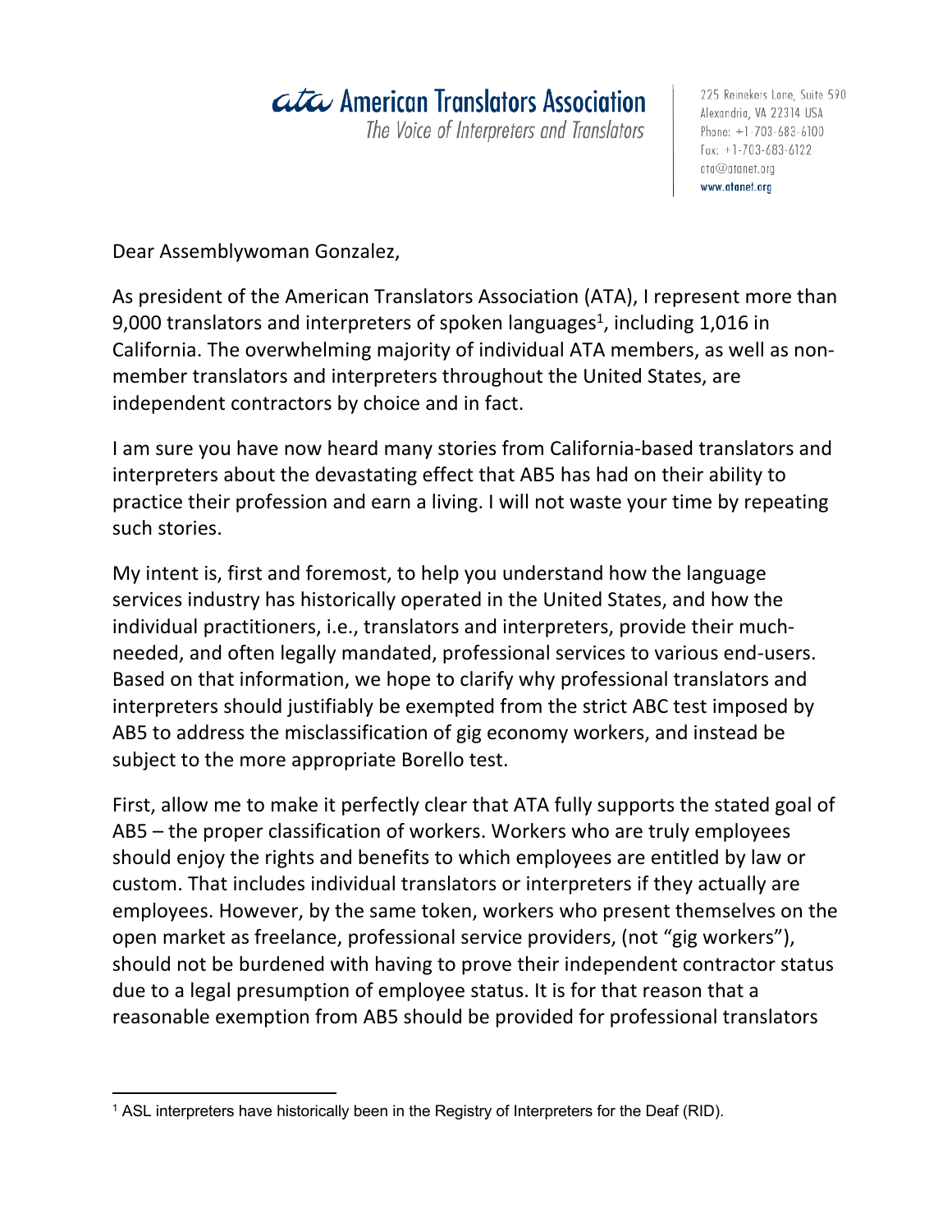**ata American Translators Association**
*The Voice of Interpreters and Translators*

225 Reinekers Lane, Suite 590
Alexandria, VA 22314 USA
Phone: +1-703-683-6100
Fax: +1-703-683-6122
ata@atanet.org
www.atanet.org

Dear Assemblywoman Gonzalez,

As president of the American Translators Association (ATA), I represent more than 9,000 translators and interpreters of spoken languages[1], including 1,016 in California. The overwhelming majority of individual ATA members, as well as non-member translators and interpreters throughout the United States, are independent contractors by choice and in fact.

I am sure you have now heard many stories from California-based translators and interpreters about the devastating effect that AB5 has had on their ability to practice their profession and earn a living. I will not waste your time by repeating such stories.

My intent is, first and foremost, to help you understand how the language services industry has historically operated in the United States, and how the individual practitioners, i.e., translators and interpreters, provide their much-needed, and often legally mandated, professional services to various end-users. Based on that information, we hope to clarify why professional translators and interpreters should justifiably be exempted from the strict ABC test imposed by AB5 to address the misclassification of gig economy workers, and instead be subject to the more appropriate Borello test.

First, allow me to make it perfectly clear that ATA fully supports the stated goal of AB5 – the proper classification of workers. Workers who are truly employees should enjoy the rights and benefits to which employees are entitled by law or custom. That includes individual translators or interpreters if they actually are employees. However, by the same token, workers who present themselves on the open market as freelance, professional service providers, (not "gig workers"), should not be burdened with having to prove their independent contractor status due to a legal presumption of employee status. It is for that reason that a reasonable exemption from AB5 should be provided for professional translators

[1] ASL interpreters have historically been in the Registry of Interpreters for the Deaf (RID).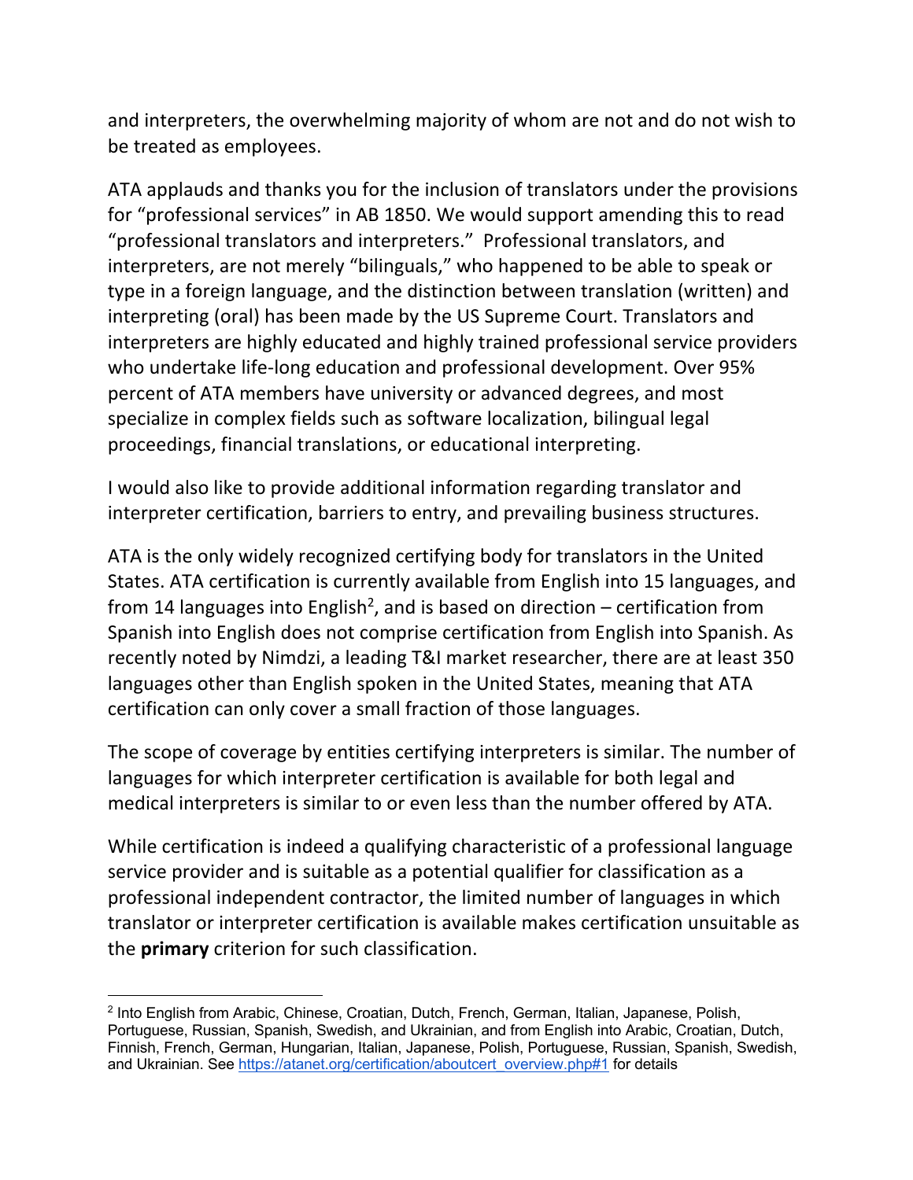and interpreters, the overwhelming majority of whom are not and do not wish to be treated as employees.

ATA applauds and thanks you for the inclusion of translators under the provisions for "professional services" in AB 1850. We would support amending this to read "professional translators and interpreters." Professional translators, and interpreters, are not merely "bilinguals," who happened to be able to speak or type in a foreign language, and the distinction between translation (written) and interpreting (oral) has been made by the US Supreme Court. Translators and interpreters are highly educated and highly trained professional service providers who undertake life-long education and professional development. Over 95% percent of ATA members have university or advanced degrees, and most specialize in complex fields such as software localization, bilingual legal proceedings, financial translations, or educational interpreting.

I would also like to provide additional information regarding translator and interpreter certification, barriers to entry, and prevailing business structures.

ATA is the only widely recognized certifying body for translators in the United States. ATA certification is currently available from English into 15 languages, and from 14 languages into English[2], and is based on direction – certification from Spanish into English does not comprise certification from English into Spanish. As recently noted by Nimdzi, a leading T&I market researcher, there are at least 350 languages other than English spoken in the United States, meaning that ATA certification can only cover a small fraction of those languages.

The scope of coverage by entities certifying interpreters is similar. The number of languages for which interpreter certification is available for both legal and medical interpreters is similar to or even less than the number offered by ATA.

While certification is indeed a qualifying characteristic of a professional language service provider and is suitable as a potential qualifier for classification as a professional independent contractor, the limited number of languages in which translator or interpreter certification is available makes certification unsuitable as the **primary** criterion for such classification.

---

[2] Into English from Arabic, Chinese, Croatian, Dutch, French, German, Italian, Japanese, Polish, Portuguese, Russian, Spanish, Swedish, and Ukrainian, and from English into Arabic, Croatian, Dutch, Finnish, French, German, Hungarian, Italian, Japanese, Polish, Portuguese, Russian, Spanish, Swedish, and Ukrainian. See https://atanet.org/certification/aboutcert_overview.php#1 for details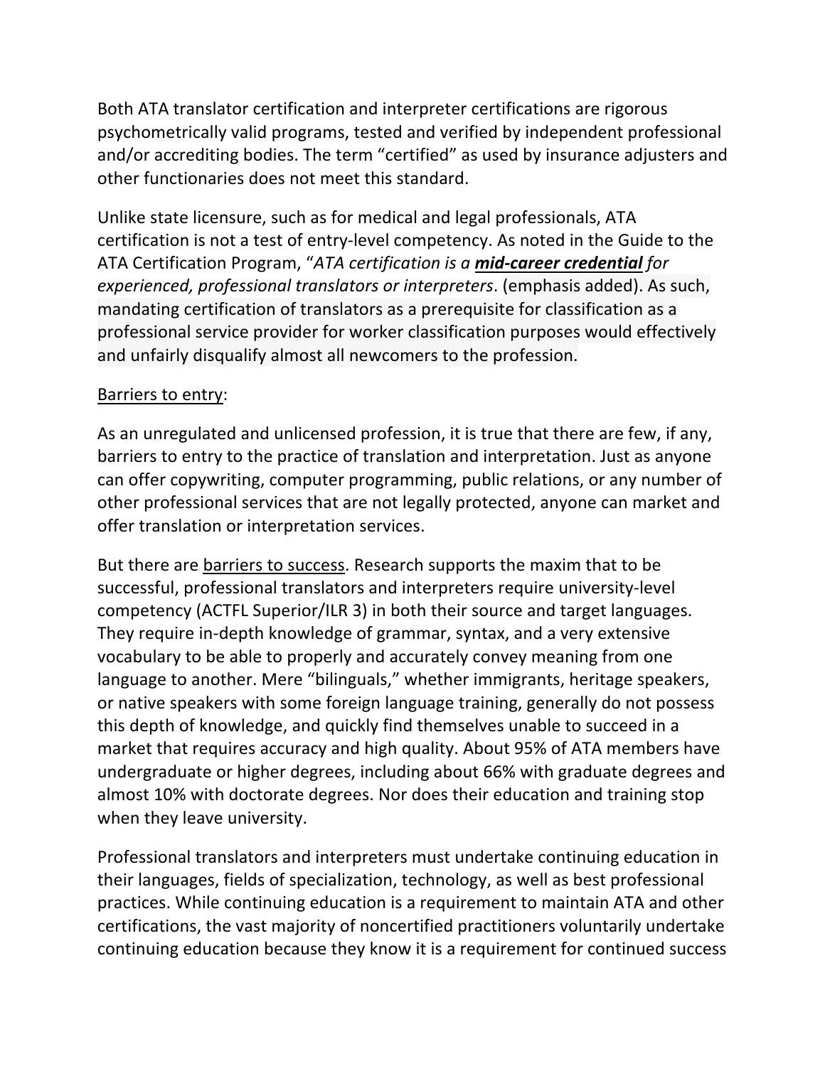Both ATA translator certification and interpreter certifications are rigorous psychometrically valid programs, tested and verified by independent professional and/or accrediting bodies. The term "certified" as used by insurance adjusters and other functionaries does not meet this standard.

Unlike state licensure, such as for medical and legal professionals, ATA certification is not a test of entry-level competency. As noted in the Guide to the ATA Certification Program, "*ATA certification is a **mid-career credential** for experienced, professional translators or interpreters*. (emphasis added). As such, mandating certification of translators as a prerequisite for classification as a professional service provider for worker classification purposes would effectively and unfairly disqualify almost all newcomers to the profession.

Barriers to entry:

As an unregulated and unlicensed profession, it is true that there are few, if any, barriers to entry to the practice of translation and interpretation. Just as anyone can offer copywriting, computer programming, public relations, or any number of other professional services that are not legally protected, anyone can market and offer translation or interpretation services.

But there are barriers to success. Research supports the maxim that to be successful, professional translators and interpreters require university-level competency (ACTFL Superior/ILR 3) in both their source and target languages. They require in-depth knowledge of grammar, syntax, and a very extensive vocabulary to be able to properly and accurately convey meaning from one language to another. Mere "bilinguals," whether immigrants, heritage speakers, or native speakers with some foreign language training, generally do not possess this depth of knowledge, and quickly find themselves unable to succeed in a market that requires accuracy and high quality. About 95% of ATA members have undergraduate or higher degrees, including about 66% with graduate degrees and almost 10% with doctorate degrees. Nor does their education and training stop when they leave university.

Professional translators and interpreters must undertake continuing education in their languages, fields of specialization, technology, as well as best professional practices. While continuing education is a requirement to maintain ATA and other certifications, the vast majority of noncertified practitioners voluntarily undertake continuing education because they know it is a requirement for continued success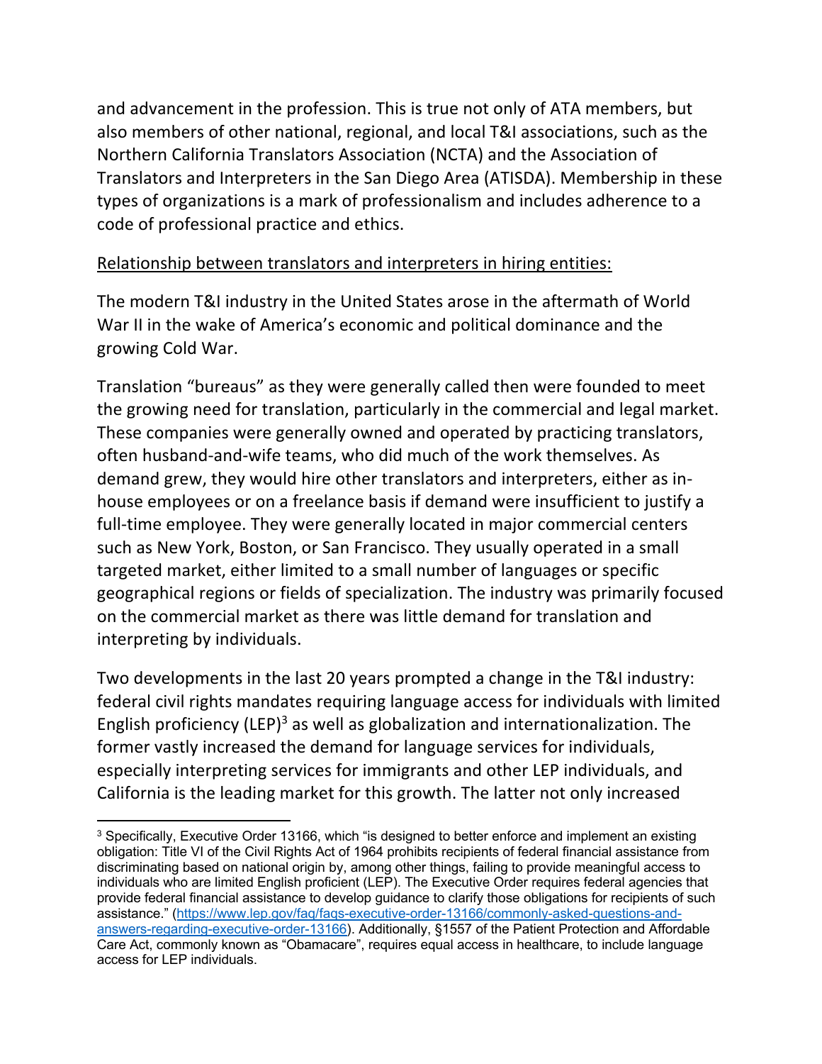and advancement in the profession. This is true not only of ATA members, but also members of other national, regional, and local T&I associations, such as the Northern California Translators Association (NCTA) and the Association of Translators and Interpreters in the San Diego Area (ATISDA). Membership in these types of organizations is a mark of professionalism and includes adherence to a code of professional practice and ethics.

<u>Relationship between translators and interpreters in hiring entities:</u>

The modern T&I industry in the United States arose in the aftermath of World War II in the wake of America's economic and political dominance and the growing Cold War.

Translation "bureaus" as they were generally called then were founded to meet the growing need for translation, particularly in the commercial and legal market. These companies were generally owned and operated by practicing translators, often husband-and-wife teams, who did much of the work themselves. As demand grew, they would hire other translators and interpreters, either as in-house employees or on a freelance basis if demand were insufficient to justify a full-time employee. They were generally located in major commercial centers such as New York, Boston, or San Francisco. They usually operated in a small targeted market, either limited to a small number of languages or specific geographical regions or fields of specialization. The industry was primarily focused on the commercial market as there was little demand for translation and interpreting by individuals.

Two developments in the last 20 years prompted a change in the T&I industry: federal civil rights mandates requiring language access for individuals with limited English proficiency (LEP)[3] as well as globalization and internationalization. The former vastly increased the demand for language services for individuals, especially interpreting services for immigrants and other LEP individuals, and California is the leading market for this growth. The latter not only increased

---

[3] Specifically, Executive Order 13166, which "is designed to better enforce and implement an existing obligation: Title VI of the Civil Rights Act of 1964 prohibits recipients of federal financial assistance from discriminating based on national origin by, among other things, failing to provide meaningful access to individuals who are limited English proficient (LEP). The Executive Order requires federal agencies that provide federal financial assistance to develop guidance to clarify those obligations for recipients of such assistance." (https://www.lep.gov/faq/faqs-executive-order-13166/commonly-asked-questions-and-answers-regarding-executive-order-13166). Additionally, §1557 of the Patient Protection and Affordable Care Act, commonly known as "Obamacare", requires equal access in healthcare, to include language access for LEP individuals.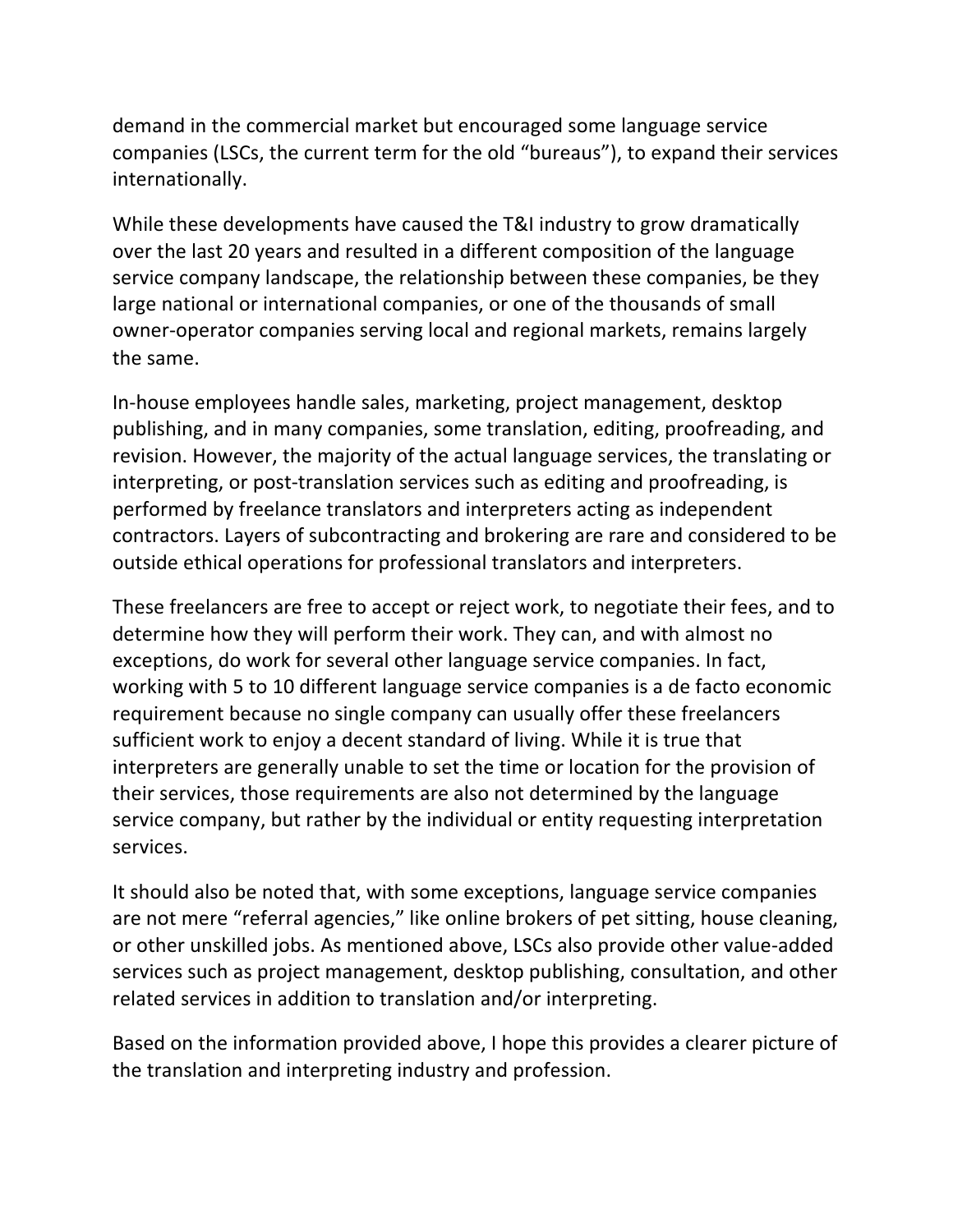demand in the commercial market but encouraged some language service companies (LSCs, the current term for the old "bureaus"), to expand their services internationally.

While these developments have caused the T&I industry to grow dramatically over the last 20 years and resulted in a different composition of the language service company landscape, the relationship between these companies, be they large national or international companies, or one of the thousands of small owner-operator companies serving local and regional markets, remains largely the same.

In-house employees handle sales, marketing, project management, desktop publishing, and in many companies, some translation, editing, proofreading, and revision. However, the majority of the actual language services, the translating or interpreting, or post-translation services such as editing and proofreading, is performed by freelance translators and interpreters acting as independent contractors. Layers of subcontracting and brokering are rare and considered to be outside ethical operations for professional translators and interpreters.

These freelancers are free to accept or reject work, to negotiate their fees, and to determine how they will perform their work. They can, and with almost no exceptions, do work for several other language service companies. In fact, working with 5 to 10 different language service companies is a de facto economic requirement because no single company can usually offer these freelancers sufficient work to enjoy a decent standard of living. While it is true that interpreters are generally unable to set the time or location for the provision of their services, those requirements are also not determined by the language service company, but rather by the individual or entity requesting interpretation services.

It should also be noted that, with some exceptions, language service companies are not mere "referral agencies," like online brokers of pet sitting, house cleaning, or other unskilled jobs. As mentioned above, LSCs also provide other value-added services such as project management, desktop publishing, consultation, and other related services in addition to translation and/or interpreting.

Based on the information provided above, I hope this provides a clearer picture of the translation and interpreting industry and profession.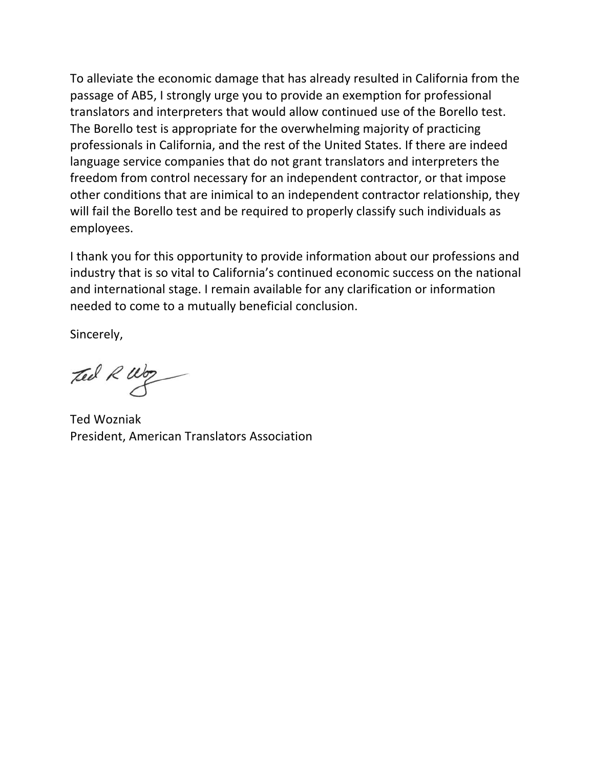To alleviate the economic damage that has already resulted in California from the passage of AB5, I strongly urge you to provide an exemption for professional translators and interpreters that would allow continued use of the Borello test. The Borello test is appropriate for the overwhelming majority of practicing professionals in California, and the rest of the United States. If there are indeed language service companies that do not grant translators and interpreters the freedom from control necessary for an independent contractor, or that impose other conditions that are inimical to an independent contractor relationship, they will fail the Borello test and be required to properly classify such individuals as employees.

I thank you for this opportunity to provide information about our professions and industry that is so vital to California's continued economic success on the national and international stage. I remain available for any clarification or information needed to come to a mutually beneficial conclusion.

Sincerely,

Ted R Woz

Ted Wozniak
President, American Translators Association